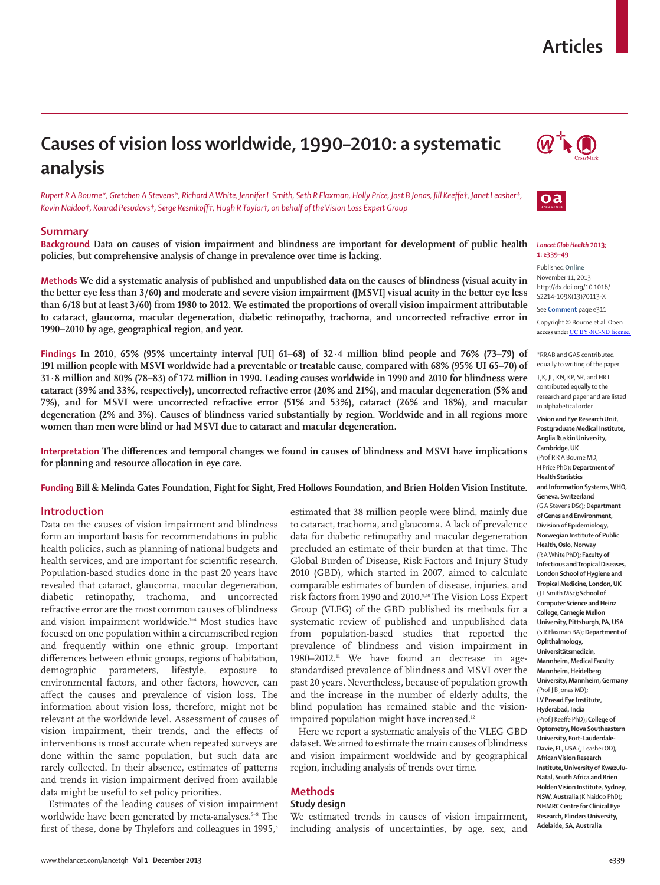Articles

# Causes of vision loss worldwide, 1990–2010: a systematic analysis

*Rupert R A Bourne\*, Gretchen A Stevens\*, Richard A White, Jennifer L Smith, Seth R Flaxman, Holly Price, Jost B Jonas, Jill Keeffe†, Janet Leasher†, Kovin Naidoo†, Konrad Pesudovs†, Serge Resnikoff†, Hugh R Taylor†, on behalf of the Vision Loss Expert Group*

## Summary

**Background** Data on causes of vision impairment and blindness are important for development of public health policies, but comprehensive analysis of change in prevalence over time is lacking.

**Methods** We did a systematic analysis of published and unpublished data on the causes of blindness (visual acuity in the better eye less than 3/60) and moderate and severe vision impairment ([MSVI] visual acuity in the better eye less than 6/18 but at least 3/60) from 1980 to 2012. We estimated the proportions of overall vision impairment attributable to cataract, glaucoma, macular degeneration, diabetic retinopathy, trachoma, and uncorrected refractive error in 1990–2010 by age, geographical region, and year.

**Findings** In 2010, 65% (95% uncertainty interval [UI] 61–68) of 32·4 million blind people and 76% (73–79) of 191 million people with MSVI worldwide had a preventable or treatable cause, compared with 68% (95% UI 65–70) of 31·8 million and 80% (78–83) of 172 million in 1990. Leading causes worldwide in 1990 and 2010 for blindness were cataract (39% and 33%, respectively), uncorrected refractive error (20% and 21%), and macular degeneration (5% and 7%), and for MSVI were uncorrected refractive error (51% and 53%), cataract (26% and 18%), and macular degeneration (2% and 3%). Causes of blindness varied substantially by region. Worldwide and in all regions more women than men were blind or had MSVI due to cataract and macular degeneration.

**Interpretation** The differences and temporal changes we found in causes of blindness and MSVI have implications for planning and resource allocation in eye care.

**Funding** Bill & Melinda Gates Foundation, Fight for Sight, Fred Hollows Foundation, and Brien Holden Vision Institute.

*Lancet Glob Health* 2013; 1: e339–49

Published **Online** November 11, 2013 http://dx.doi.org/10.1016/S2214-109X(13)70113-X

See **Comment** page e311

Copyright © Bourne et al. Open access under CC BY-NC-ND license.

\*RRAB and GAS contributed equally to writing of the paper

†JK, JL, KN, KP, SR, and HRT contributed equally to the research and paper and are listed in alphabetical order

**Vision and Eye Research Unit, Postgraduate Medical Institute, Anglia Ruskin University, Cambridge, UK** (Prof R R A Bourne MD, H Price PhD); **Department of Health Statistics and Information Systems, WHO, Geneva, Switzerland** (G A Stevens DSc); **Department of Genes and Environment, Division of Epidemiology, Norwegian Institute of Public Health, Oslo, Norway** (R A White PhD); **Faculty of Infectious and Tropical Diseases, London School of Hygiene and Tropical Medicine, London, UK** (J L Smith MSc); **School of Computer Science and Heinz College, Carnegie Mellon University, Pittsburgh, PA, USA** (S R Flaxman BA); **Department of Ophthalmology, Universitätsmedizin, Mannheim, Medical Faculty Mannheim, Heidelberg University, Mannheim, Germany** (Prof J B Jonas MD); **LV Prasad Eye Institute, Hyderabad, India** (Prof J Keeffe PhD); **College of Optometry, Nova Southeastern University, Fort-Lauderdale-Davie, FL, USA** (J Leasher OD); **African Vision Research Institute, University of Kwazulu-Natal, South Africa and Brien Holden Vision Institute, Sydney, NSW, Australia** (K Naidoo PhD); **NHMRC Centre for Clinical Eye Research, Flinders University, Adelaide, SA, Australia**

## Introduction

Data on the causes of vision impairment and blindness form an important basis for recommendations in public health policies, such as planning of national budgets and health services, and are important for scientific research. Population-based studies done in the past 20 years have revealed that cataract, glaucoma, macular degeneration, diabetic retinopathy, trachoma, and uncorrected refractive error are the most common causes of blindness and vision impairment worldwide.[1–4] Most studies have focused on one population within a circumscribed region and frequently within one ethnic group. Important differences between ethnic groups, regions of habitation, demographic parameters, lifestyle, exposure to environmental factors, and other factors, however, can affect the causes and prevalence of vision loss. The information about vision loss, therefore, might not be relevant at the worldwide level. Assessment of causes of vision impairment, their trends, and the effects of interventions is most accurate when repeated surveys are done within the same population, but such data are rarely collected. In their absence, estimates of patterns and trends in vision impairment derived from available data might be useful to set policy priorities.

Estimates of the leading causes of vision impairment worldwide have been generated by meta-analyses.[5–8] The first of these, done by Thylefors and colleagues in 1995,[5] estimated that 38 million people were blind, mainly due to cataract, trachoma, and glaucoma. A lack of prevalence data for diabetic retinopathy and macular degeneration precluded an estimate of their burden at that time. The Global Burden of Disease, Risk Factors and Injury Study 2010 (GBD), which started in 2007, aimed to calculate comparable estimates of burden of disease, injuries, and risk factors from 1990 and 2010.[9,10] The Vision Loss Expert Group (VLEG) of the GBD published its methods for a systematic review of published and unpublished data from population-based studies that reported the prevalence of blindness and vision impairment in 1980–2012.[11] We have found an decrease in age-standardised prevalence of blindness and MSVI over the past 20 years. Nevertheless, because of population growth and the increase in the number of elderly adults, the blind population has remained stable and the vision-impaired population might have increased.[12]

Here we report a systematic analysis of the VLEG GBD dataset. We aimed to estimate the main causes of blindness and vision impairment worldwide and by geographical region, including analysis of trends over time.

## Methods

### Study design

We estimated trends in causes of vision impairment, including analysis of uncertainties, by age, sex, and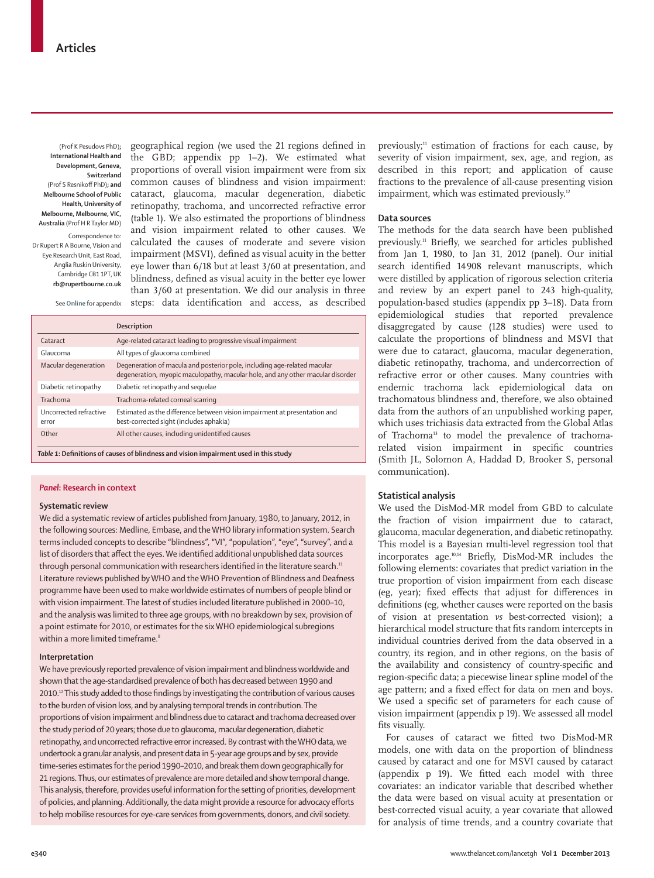(Prof K Pesudovs PhD); **International Health and Development, Geneva, Switzerland** (Prof S Resnikoff PhD); **and Melbourne School of Public Health, University of Melbourne, Melbourne, VIC, Australia** (Prof H R Taylor MD)

Correspondence to: Dr Rupert R A Bourne, Vision and Eye Research Unit, East Road, Anglia Ruskin University, Cambridge CB1 1PT, UK **rb@rupertbourne.co.uk**

See **Online** for appendix

geographical region (we used the 21 regions defined in the GBD; appendix pp 1–2). We estimated what proportions of overall vision impairment were from six common causes of blindness and vision impairment: cataract, glaucoma, macular degeneration, diabetic retinopathy, trachoma, and uncorrected refractive error (table 1). We also estimated the proportions of blindness and vision impairment related to other causes. We calculated the causes of moderate and severe vision impairment (MSVI), defined as visual acuity in the better eye lower than 6/18 but at least 3/60 at presentation, and blindness, defined as visual acuity in the better eye lower than 3/60 at presentation. We did our analysis in three steps: data identification and access, as described previously;[11] estimation of fractions for each cause, by severity of vision impairment, sex, age, and region, as described in this report; and application of cause fractions to the prevalence of all-cause presenting vision impairment, which was estimated previously.[12]

| | Description |
|---|---|
| Cataract | Age-related cataract leading to progressive visual impairment |
| Glaucoma | All types of glaucoma combined |
| Macular degeneration | Degeneration of macula and posterior pole, including age-related macular degeneration, myopic maculopathy, macular hole, and any other macular disorder |
| Diabetic retinopathy | Diabetic retinopathy and sequelae |
| Trachoma | Trachoma-related corneal scarring |
| Uncorrected refractive error | Estimated as the difference between vision impairment at presentation and best-corrected sight (includes aphakia) |
| Other | All other causes, including unidentified causes |

*Table 1*: **Definitions of causes of blindness and vision impairment used in this study**

### *Panel*: Research in context

#### Systematic review

We did a systematic review of articles published from January, 1980, to January, 2012, in the following sources: Medline, Embase, and the WHO library information system. Search terms included concepts to describe "blindness", "VI", "population", "eye", "survey", and a list of disorders that affect the eyes. We identified additional unpublished data sources through personal communication with researchers identified in the literature search.[11] Literature reviews published by WHO and the WHO Prevention of Blindness and Deafness programme have been used to make worldwide estimates of numbers of people blind or with vision impairment. The latest of studies included literature published in 2000–10, and the analysis was limited to three age groups, with no breakdown by sex, provision of a point estimate for 2010, or estimates for the six WHO epidemiological subregions within a more limited timeframe.[8]

#### Interpretation

We have previously reported prevalence of vision impairment and blindness worldwide and shown that the age-standardised prevalence of both has decreased between 1990 and 2010.[12] This study added to those findings by investigating the contribution of various causes to the burden of vision loss, and by analysing temporal trends in contribution. The proportions of vision impairment and blindness due to cataract and trachoma decreased over the study period of 20 years; those due to glaucoma, macular degeneration, diabetic retinopathy, and uncorrected refractive error increased. By contrast with the WHO data, we undertook a granular analysis, and present data in 5-year age groups and by sex, provide time-series estimates for the period 1990–2010, and break them down geographically for 21 regions. Thus, our estimates of prevalence are more detailed and show temporal change. This analysis, therefore, provides useful information for the setting of priorities, development of policies, and planning. Additionally, the data might provide a resource for advocacy efforts to help mobilise resources for eye-care services from governments, donors, and civil society.

## Data sources

The methods for the data search have been published previously.[11] Briefly, we searched for articles published from Jan 1, 1980, to Jan 31, 2012 (panel). Our initial search identified 14908 relevant manuscripts, which were distilled by application of rigorous selection criteria and review by an expert panel to 243 high-quality, population-based studies (appendix pp 3–18). Data from epidemiological studies that reported prevalence disaggregated by cause (128 studies) were used to calculate the proportions of blindness and MSVI that were due to cataract, glaucoma, macular degeneration, diabetic retinopathy, trachoma, and undercorrection of refractive error or other causes. Many countries with endemic trachoma lack epidemiological data on trachomatous blindness and, therefore, we also obtained data from the authors of an unpublished working paper, which uses trichiasis data extracted from the Global Atlas of Trachoma[13] to model the prevalence of trachoma-related vision impairment in specific countries (Smith JL, Solomon A, Haddad D, Brooker S, personal communication).

## Statistical analysis

We used the DisMod-MR model from GBD to calculate the fraction of vision impairment due to cataract, glaucoma, macular degeneration, and diabetic retinopathy. This model is a Bayesian multi-level regression tool that incorporates age.[10,14] Briefly, DisMod-MR includes the following elements: covariates that predict variation in the true proportion of vision impairment from each disease (eg, year); fixed effects that adjust for differences in definitions (eg, whether causes were reported on the basis of vision at presentation *vs* best-corrected vision); a hierarchical model structure that fits random intercepts in individual countries derived from the data observed in a country, its region, and in other regions, on the basis of the availability and consistency of country-specific and region-specific data; a piecewise linear spline model of the age pattern; and a fixed effect for data on men and boys. We used a specific set of parameters for each cause of vision impairment (appendix p 19). We assessed all model fits visually.

For causes of cataract we fitted two DisMod-MR models, one with data on the proportion of blindness caused by cataract and one for MSVI caused by cataract (appendix p 19). We fitted each model with three covariates: an indicator variable that described whether the data were based on visual acuity at presentation or best-corrected visual acuity, a year covariate that allowed for analysis of time trends, and a country covariate that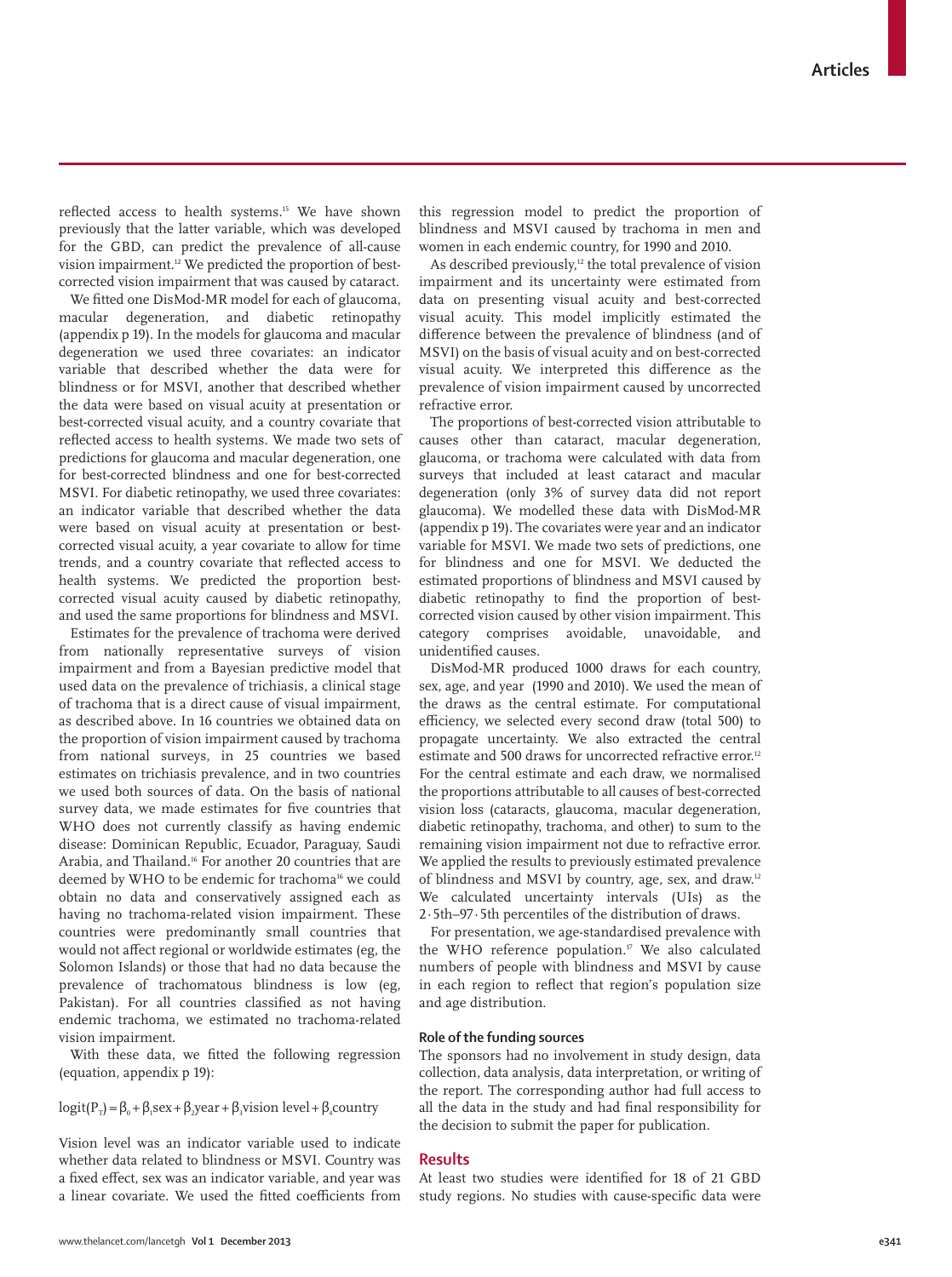reflected access to health systems.[15] We have shown previously that the latter variable, which was developed for the GBD, can predict the prevalence of all-cause vision impairment.[12] We predicted the proportion of best-corrected vision impairment that was caused by cataract.

We fitted one DisMod-MR model for each of glaucoma, macular degeneration, and diabetic retinopathy (appendix p 19). In the models for glaucoma and macular degeneration we used three covariates: an indicator variable that described whether the data were for blindness or for MSVI, another that described whether the data were based on visual acuity at presentation or best-corrected visual acuity, and a country covariate that reflected access to health systems. We made two sets of predictions for glaucoma and macular degeneration, one for best-corrected blindness and one for best-corrected MSVI. For diabetic retinopathy, we used three covariates: an indicator variable that described whether the data were based on visual acuity at presentation or best-corrected visual acuity, a year covariate to allow for time trends, and a country covariate that reflected access to health systems. We predicted the proportion best-corrected visual acuity caused by diabetic retinopathy, and used the same proportions for blindness and MSVI.

Estimates for the prevalence of trachoma were derived from nationally representative surveys of vision impairment and from a Bayesian predictive model that used data on the prevalence of trichiasis, a clinical stage of trachoma that is a direct cause of visual impairment, as described above. In 16 countries we obtained data on the proportion of vision impairment caused by trachoma from national surveys, in 25 countries we based estimates on trichiasis prevalence, and in two countries we used both sources of data. On the basis of national survey data, we made estimates for five countries that WHO does not currently classify as having endemic disease: Dominican Republic, Ecuador, Paraguay, Saudi Arabia, and Thailand.[16] For another 20 countries that are deemed by WHO to be endemic for trachoma[16] we could obtain no data and conservatively assigned each as having no trachoma-related vision impairment. These countries were predominantly small countries that would not affect regional or worldwide estimates (eg, the Solomon Islands) or those that had no data because the prevalence of trachomatous blindness is low (eg, Pakistan). For all countries classified as not having endemic trachoma, we estimated no trachoma-related vision impairment.

With these data, we fitted the following regression (equation, appendix p 19):

$$\text{logit}(P_T) = \beta_0 + \beta_1\text{sex} + \beta_2\text{year} + \beta_3\text{vision level} + \beta_4\text{country}$$

Vision level was an indicator variable used to indicate whether data related to blindness or MSVI. Country was a fixed effect, sex was an indicator variable, and year was a linear covariate. We used the fitted coefficients from this regression model to predict the proportion of blindness and MSVI caused by trachoma in men and women in each endemic country, for 1990 and 2010.

As described previously,[12] the total prevalence of vision impairment and its uncertainty were estimated from data on presenting visual acuity and best-corrected visual acuity. This model implicitly estimated the difference between the prevalence of blindness (and of MSVI) on the basis of visual acuity and on best-corrected visual acuity. We interpreted this difference as the prevalence of vision impairment caused by uncorrected refractive error.

The proportions of best-corrected vision attributable to causes other than cataract, macular degeneration, glaucoma, or trachoma were calculated with data from surveys that included at least cataract and macular degeneration (only 3% of survey data did not report glaucoma). We modelled these data with DisMod-MR (appendix p 19). The covariates were year and an indicator variable for MSVI. We made two sets of predictions, one for blindness and one for MSVI. We deducted the estimated proportions of blindness and MSVI caused by diabetic retinopathy to find the proportion of best-corrected vision caused by other vision impairment. This category comprises avoidable, unavoidable, and unidentified causes.

DisMod-MR produced 1000 draws for each country, sex, age, and year (1990 and 2010). We used the mean of the draws as the central estimate. For computational efficiency, we selected every second draw (total 500) to propagate uncertainty. We also extracted the central estimate and 500 draws for uncorrected refractive error.[12] For the central estimate and each draw, we normalised the proportions attributable to all causes of best-corrected vision loss (cataracts, glaucoma, macular degeneration, diabetic retinopathy, trachoma, and other) to sum to the remaining vision impairment not due to refractive error. We applied the results to previously estimated prevalence of blindness and MSVI by country, age, sex, and draw.[12] We calculated uncertainty intervals (UIs) as the 2·5th–97·5th percentiles of the distribution of draws.

For presentation, we age-standardised prevalence with the WHO reference population.[17] We also calculated numbers of people with blindness and MSVI by cause in each region to reflect that region's population size and age distribution.

### Role of the funding sources

The sponsors had no involvement in study design, data collection, data analysis, data interpretation, or writing of the report. The corresponding author had full access to all the data in the study and had final responsibility for the decision to submit the paper for publication.

## Results

At least two studies were identified for 18 of 21 GBD study regions. No studies with cause-specific data were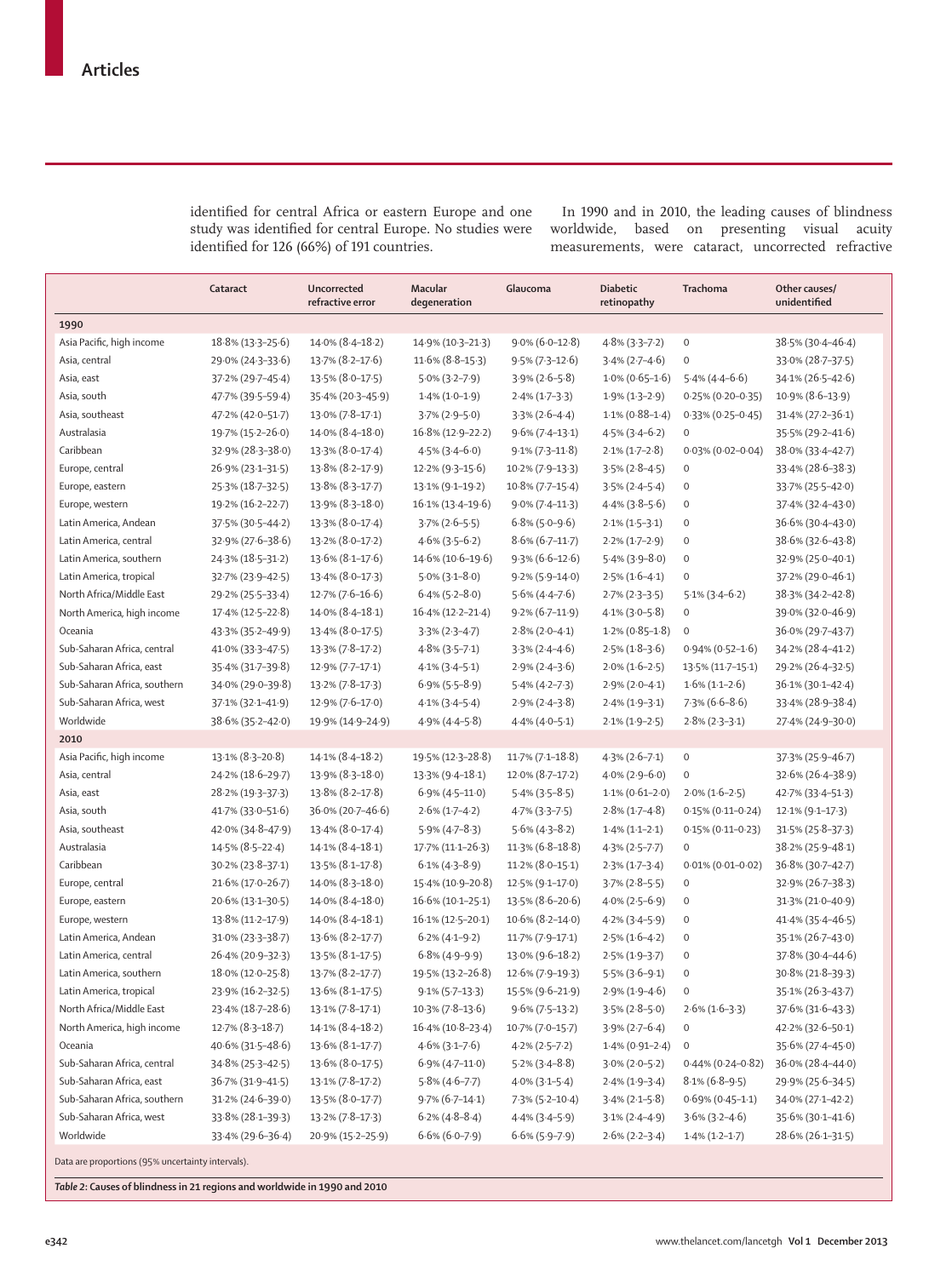identified for central Africa or eastern Europe and one study was identified for central Europe. No studies were identified for 126 (66%) of 191 countries.

In 1990 and in 2010, the leading causes of blindness worldwide, based on presenting visual acuity measurements, were cataract, uncorrected refractive

| | Cataract | Uncorrected refractive error | Macular degeneration | Glaucoma | Diabetic retinopathy | Trachoma | Other causes/ unidentified |
|---|---|---|---|---|---|---|---|
| **1990** | | | | | | | |
| Asia Pacific, high income | 18·8% (13·3–25·6) | 14·0% (8·4–18·2) | 14·9% (10·3–21·3) | 9·0% (6·0–12·8) | 4·8% (3·3–7·2) | 0 | 38·5% (30·4–46·4) |
| Asia, central | 29·0% (24·3–33·6) | 13·7% (8·2–17·6) | 11·6% (8·8–15·3) | 9·5% (7·3–12·6) | 3·4% (2·7–4·6) | 0 | 33·0% (28·7–37·5) |
| Asia, east | 37·2% (29·7–45·4) | 13·5% (8·0–17·5) | 5·0% (3·2–7·9) | 3·9% (2·6–5·8) | 1·0% (0·65–1·6) | 5·4% (4·4–6·6) | 34·1% (26·5–42·6) |
| Asia, south | 47·7% (39·5–59·4) | 35·4% (20·3–45·9) | 1·4% (1·0–1·9) | 2·4% (1·7–3·3) | 1·9% (1·3–2·9) | 0·25% (0·20–0·35) | 10·9% (8·6–13·9) |
| Asia, southeast | 47·2% (42·0–51·7) | 13·0% (7·8–17·1) | 3·7% (2·9–5·0) | 3·3% (2·6–4·4) | 1·1% (0·88–1·4) | 0·33% (0·25–0·45) | 31·4% (27·2–36·1) |
| Australasia | 19·7% (15·2–26·0) | 14·0% (8·4–18·0) | 16·8% (12·9–22·2) | 9·6% (7·4–13·1) | 4·5% (3·4–6·2) | 0 | 35·5% (29·2–41·6) |
| Caribbean | 32·9% (28·3–38·0) | 13·3% (8·0–17·4) | 4·5% (3·4–6·0) | 9·1% (7·3–11·8) | 2·1% (1·7–2·8) | 0·03% (0·02–0·04) | 38·0% (33·4–42·7) |
| Europe, central | 26·9% (23·1–31·5) | 13·8% (8·2–17·9) | 12·2% (9·3–15·6) | 10·2% (7·9–13·3) | 3·5% (2·8–4·5) | 0 | 33·4% (28·6–38·3) |
| Europe, eastern | 25·3% (18·7–32·5) | 13·8% (8·3–17·7) | 13·1% (9·1–19·2) | 10·8% (7·7–15·4) | 3·5% (2·4–5·4) | 0 | 33·7% (25·5–42·0) |
| Europe, western | 19·2% (16·2–22·7) | 13·9% (8·3–18·0) | 16·1% (13·4–19·6) | 9·0% (7·4–11·3) | 4·4% (3·8–5·6) | 0 | 37·4% (32·4–43·0) |
| Latin America, Andean | 37·5% (30·5–44·2) | 13·3% (8·0–17·4) | 3·7% (2·6–5·5) | 6·8% (5·0–9·6) | 2·1% (1·5–3·1) | 0 | 36·6% (30·4–43·0) |
| Latin America, central | 32·9% (27·6–38·6) | 13·2% (8·0–17·2) | 4·6% (3·5–6·2) | 8·6% (6·7–11·7) | 2·2% (1·7–2·9) | 0 | 38·6% (32·6–43·8) |
| Latin America, southern | 24·3% (18·5–31·2) | 13·6% (8·1–17·6) | 14·6% (10·6–19·6) | 9·3% (6·6–12·6) | 5·4% (3·9–8·0) | 0 | 32·9% (25·0–40·1) |
| Latin America, tropical | 32·7% (23·9–42·5) | 13·4% (8·0–17·3) | 5·0% (3·1–8·0) | 9·2% (5·9–14·0) | 2·5% (1·6–4·1) | 0 | 37·2% (29·0–46·1) |
| North Africa/Middle East | 29·2% (25·5–33·4) | 12·7% (7·6–16·6) | 6·4% (5·2–8·0) | 5·6% (4·4–7·6) | 2·7% (2·3–3·5) | 5·1% (3·4–6·2) | 38·3% (34·2–42·8) |
| North America, high income | 17·4% (12·5–22·8) | 14·0% (8·4–18·1) | 16·4% (12·2–21·4) | 9·2% (6·7–11·9) | 4·1% (3·0–5·8) | 0 | 39·0% (32·0–46·9) |
| Oceania | 43·3% (35·2–49·9) | 13·4% (8·0–17·5) | 3·3% (2·3–4·7) | 2·8% (2·0–4·1) | 1·2% (0·85–1·8) | 0 | 36·0% (29·7–43·7) |
| Sub-Saharan Africa, central | 41·0% (33·3–47·5) | 13·3% (7·8–17·2) | 4·8% (3·5–7·1) | 3·3% (2·4–4·6) | 2·5% (1·8–3·6) | 0·94% (0·52–1·6) | 34·2% (28·4–41·2) |
| Sub-Saharan Africa, east | 35·4% (31·7–39·8) | 12·9% (7·7–17·1) | 4·1% (3·4–5·1) | 2·9% (2·4–3·6) | 2·0% (1·6–2·5) | 13·5% (11·7–15·1) | 29·2% (26·4–32·5) |
| Sub-Saharan Africa, southern | 34·0% (29·0–39·8) | 13·2% (7·8–17·3) | 6·9% (5·5–8·9) | 5·4% (4·2–7·3) | 2·9% (2·0–4·1) | 1·6% (1·1–2·6) | 36·1% (30·1–42·4) |
| Sub-Saharan Africa, west | 37·1% (32·1–41·9) | 12·9% (7·6–17·0) | 4·1% (3·4–5·4) | 2·9% (2·4–3·8) | 2·4% (1·9–3·1) | 7·3% (6·6–8·6) | 33·4% (28·9–38·4) |
| Worldwide | 38·6% (35·2–42·0) | 19·9% (14·9–24·9) | 4·9% (4·4–5·8) | 4·4% (4·0–5·1) | 2·1% (1·9–2·5) | 2·8% (2·3–3·1) | 27·4% (24·9–30·0) |
| **2010** | | | | | | | |
| Asia Pacific, high income | 13·1% (8·3–20·8) | 14·1% (8·4–18·2) | 19·5% (12·3–28·8) | 11·7% (7·1–18·8) | 4·3% (2·6–7·1) | 0 | 37·3% (25·9–46·7) |
| Asia, central | 24·2% (18·6–29·7) | 13·9% (8·3–18·0) | 13·3% (9·4–18·1) | 12·0% (8·7–17·2) | 4·0% (2·9–6·0) | 0 | 32·6% (26·4–38·9) |
| Asia, east | 28·2% (19·3–37·3) | 13·8% (8·2–17·8) | 6·9% (4·5–11·0) | 5·4% (3·5–8·5) | 1·1% (0·61–2·0) | 2·0% (1·6–2·5) | 42·7% (33·4–51·3) |
| Asia, south | 41·7% (33·0–51·6) | 36·0% (20·7–46·6) | 2·6% (1·7–4·2) | 4·7% (3·3–7·5) | 2·8% (1·7–4·8) | 0·15% (0·11–0·24) | 12·1% (9·1–17·3) |
| Asia, southeast | 42·0% (34·8–47·9) | 13·4% (8·0–17·4) | 5·9% (4·7–8·3) | 5·6% (4·3–8·2) | 1·4% (1·1–2·1) | 0·15% (0·11–0·23) | 31·5% (25·8–37·3) |
| Australasia | 14·5% (8·5–22·4) | 14·1% (8·4–18·1) | 17·7% (11·1–26·3) | 11·3% (6·8–18·8) | 4·3% (2·5–7·7) | 0 | 38·2% (25·9–48·1) |
| Caribbean | 30·2% (23·8–37·1) | 13·5% (8·1–17·8) | 6·1% (4·3–8·9) | 11·2% (8·0–15·1) | 2·3% (1·7–3·4) | 0·01% (0·01–0·02) | 36·8% (30·7–42·7) |
| Europe, central | 21·6% (17·0–26·7) | 14·0% (8·3–18·0) | 15·4% (10·9–20·8) | 12·5% (9·1–17·0) | 3·7% (2·8–5·5) | 0 | 32·9% (26·7–38·3) |
| Europe, eastern | 20·6% (13·1–30·5) | 14·0% (8·4–18·0) | 16·6% (10·1–25·1) | 13·5% (8·6–20·6) | 4·0% (2·5–6·9) | 0 | 31·3% (21·0–40·9) |
| Europe, western | 13·8% (11·2–17·9) | 14·0% (8·4–18·1) | 16·1% (12·5–20·1) | 10·6% (8·2–14·0) | 4·2% (3·4–5·9) | 0 | 41·4% (35·4–46·5) |
| Latin America, Andean | 31·0% (23·3–38·7) | 13·6% (8·2–17·7) | 6·2% (4·1–9·2) | 11·7% (7·9–17·1) | 2·5% (1·6–4·2) | 0 | 35·1% (26·7–43·0) |
| Latin America, central | 26·4% (20·9–32·3) | 13·5% (8·1–17·5) | 6·8% (4·9–9·9) | 13·0% (9·6–18·2) | 2·5% (1·9–3·7) | 0 | 37·8% (30·4–44·6) |
| Latin America, southern | 18·0% (12·0–25·8) | 13·7% (8·2–17·7) | 19·5% (13·2–26·8) | 12·6% (7·9–19·3) | 5·5% (3·6–9·1) | 0 | 30·8% (21·8–39·3) |
| Latin America, tropical | 23·9% (16·2–32·5) | 13·6% (8·1–17·5) | 9·1% (5·7–13·3) | 15·5% (9·6–21·9) | 2·9% (1·9–4·6) | 0 | 35·1% (26·3–43·7) |
| North Africa/Middle East | 23·4% (18·7–28·6) | 13·1% (7·8–17·1) | 10·3% (7·8–13·6) | 9·6% (7·5–13·2) | 3·5% (2·8–5·0) | 2·6% (1·6–3·3) | 37·6% (31·6–43·3) |
| North America, high income | 12·7% (8·3–18·7) | 14·1% (8·4–18·2) | 16·4% (10·8–23·4) | 10·7% (7·0–15·7) | 3·9% (2·7–6·4) | 0 | 42·2% (32·6–50·1) |
| Oceania | 40·6% (31·5–48·6) | 13·6% (8·1–17·7) | 4·6% (3·1–7·6) | 4·2% (2·5–7·2) | 1·4% (0·91–2·4) | 0 | 35·6% (27·4–45·0) |
| Sub-Saharan Africa, central | 34·8% (25·3–42·5) | 13·6% (8·0–17·5) | 6·9% (4·7–11·0) | 5·2% (3·4–8·8) | 3·0% (2·0–5·2) | 0·44% (0·24–0·82) | 36·0% (28·4–44·0) |
| Sub-Saharan Africa, east | 36·7% (31·9–41·5) | 13·1% (7·8–17·2) | 5·8% (4·6–7·7) | 4·0% (3·1–5·4) | 2·4% (1·9–3·4) | 8·1% (6·8–9·5) | 29·9% (25·6–34·5) |
| Sub-Saharan Africa, southern | 31·2% (24·6–39·0) | 13·5% (8·0–17·7) | 9·7% (6·7–14·1) | 7·3% (5·2–10·4) | 3·4% (2·1–5·8) | 0·69% (0·45–1·1) | 34·0% (27·1–42·2) |
| Sub-Saharan Africa, west | 33·8% (28·1–39·3) | 13·2% (7·8–17·3) | 6·2% (4·8–8·4) | 4·4% (3·4–5·9) | 3·1% (2·4–4·9) | 3·6% (3·2–4·6) | 35·6% (30·1–41·6) |
| Worldwide | 33·4% (29·6–36·4) | 20·9% (15·2–25·9) | 6·6% (6·0–7·9) | 6·6% (5·9–7·9) | 2·6% (2·2–3·4) | 1·4% (1·2–1·7) | 28·6% (26·1–31·5) |

Data are proportions (95% uncertainty intervals).

***Table 2:*** **Causes of blindness in 21 regions and worldwide in 1990 and 2010**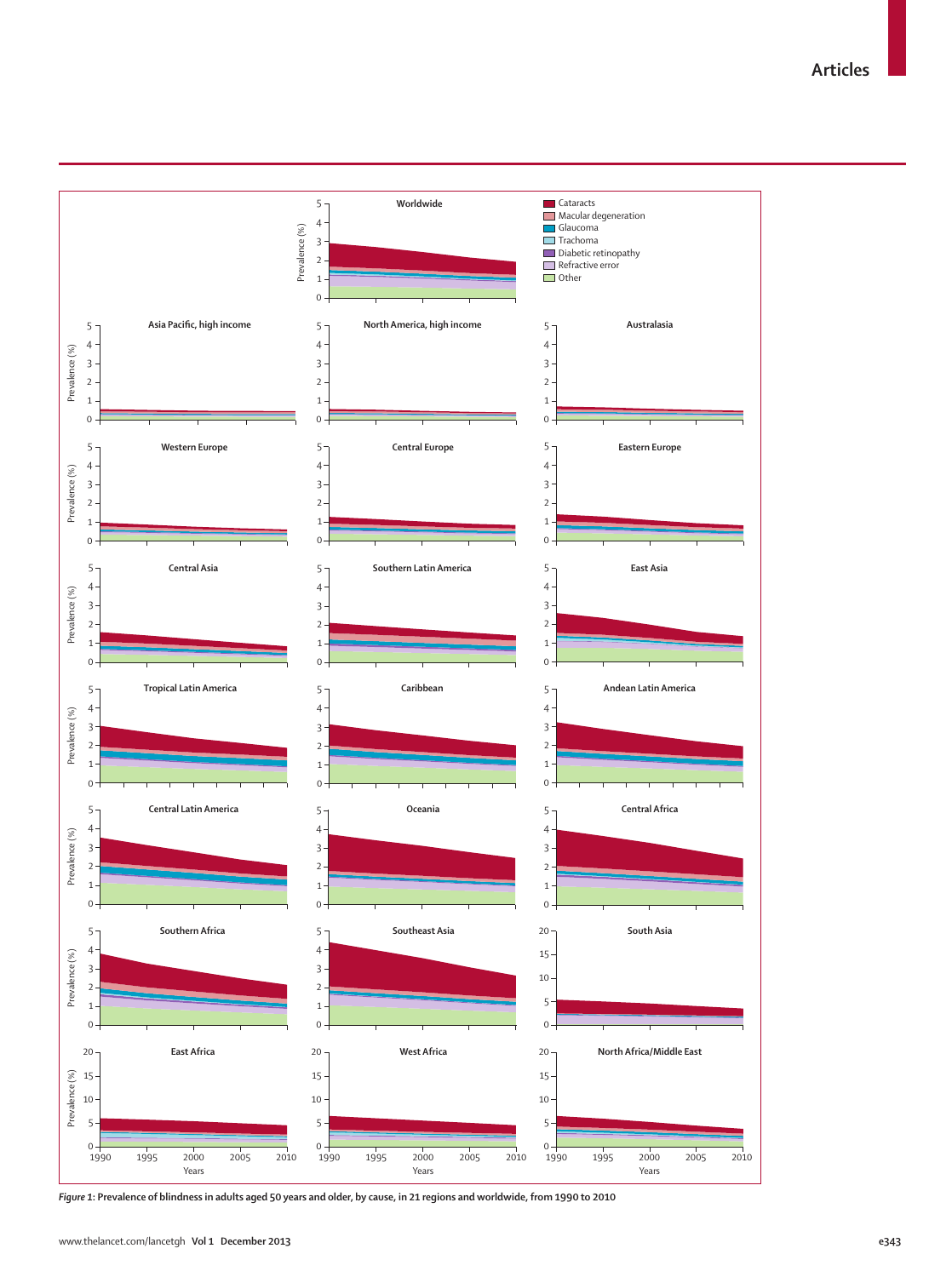*Figure 1*: Prevalence of blindness in adults aged 50 years and older, by cause, in 21 regions and worldwide, from 1990 to 2010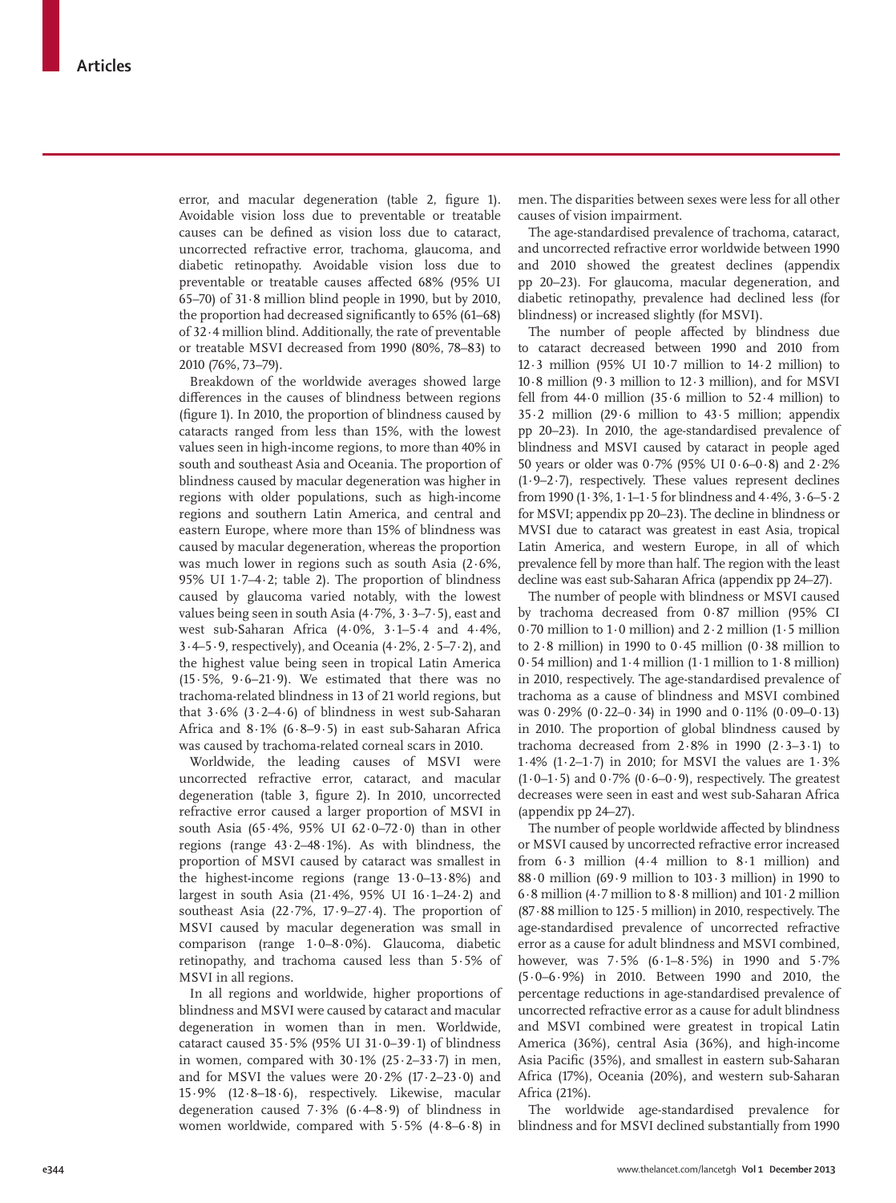error, and macular degeneration (table 2, figure 1). Avoidable vision loss due to preventable or treatable causes can be defined as vision loss due to cataract, uncorrected refractive error, trachoma, glaucoma, and diabetic retinopathy. Avoidable vision loss due to preventable or treatable causes affected 68% (95% UI 65–70) of 31·8 million blind people in 1990, but by 2010, the proportion had decreased significantly to 65% (61–68) of 32·4 million blind. Additionally, the rate of preventable or treatable MSVI decreased from 1990 (80%, 78–83) to 2010 (76%, 73–79).

Breakdown of the worldwide averages showed large differences in the causes of blindness between regions (figure 1). In 2010, the proportion of blindness caused by cataracts ranged from less than 15%, with the lowest values seen in high-income regions, to more than 40% in south and southeast Asia and Oceania. The proportion of blindness caused by macular degeneration was higher in regions with older populations, such as high-income regions and southern Latin America, and central and eastern Europe, where more than 15% of blindness was caused by macular degeneration, whereas the proportion was much lower in regions such as south Asia (2·6%, 95% UI 1·7–4·2; table 2). The proportion of blindness caused by glaucoma varied notably, with the lowest values being seen in south Asia (4·7%, 3·3–7·5), east and west sub-Saharan Africa (4·0%, 3·1–5·4 and 4·4%, 3·4–5·9, respectively), and Oceania (4·2%, 2·5–7·2), and the highest value being seen in tropical Latin America (15·5%, 9·6–21·9). We estimated that there was no trachoma-related blindness in 13 of 21 world regions, but that 3·6% (3·2–4·6) of blindness in west sub-Saharan Africa and 8·1% (6·8–9·5) in east sub-Saharan Africa was caused by trachoma-related corneal scars in 2010.

Worldwide, the leading causes of MSVI were uncorrected refractive error, cataract, and macular degeneration (table 3, figure 2). In 2010, uncorrected refractive error caused a larger proportion of MSVI in south Asia (65·4%, 95% UI 62·0–72·0) than in other regions (range 43·2–48·1%). As with blindness, the proportion of MSVI caused by cataract was smallest in the highest-income regions (range 13·0–13·8%) and largest in south Asia (21·4%, 95% UI 16·1–24·2) and southeast Asia (22·7%, 17·9–27·4). The proportion of MSVI caused by macular degeneration was small in comparison (range 1·0–8·0%). Glaucoma, diabetic retinopathy, and trachoma caused less than 5·5% of MSVI in all regions.

In all regions and worldwide, higher proportions of blindness and MSVI were caused by cataract and macular degeneration in women than in men. Worldwide, cataract caused 35·5% (95% UI 31·0–39·1) of blindness in women, compared with 30·1% (25·2–33·7) in men, and for MSVI the values were 20·2% (17·2–23·0) and 15·9% (12·8–18·6), respectively. Likewise, macular degeneration caused 7·3% (6·4–8·9) of blindness in women worldwide, compared with 5·5% (4·8–6·8) in men. The disparities between sexes were less for all other causes of vision impairment.

The age-standardised prevalence of trachoma, cataract, and uncorrected refractive error worldwide between 1990 and 2010 showed the greatest declines (appendix pp 20–23). For glaucoma, macular degeneration, and diabetic retinopathy, prevalence had declined less (for blindness) or increased slightly (for MSVI).

The number of people affected by blindness due to cataract decreased between 1990 and 2010 from 12·3 million (95% UI 10·7 million to 14·2 million) to 10·8 million (9·3 million to 12·3 million), and for MSVI fell from 44·0 million (35·6 million to 52·4 million) to 35·2 million (29·6 million to 43·5 million; appendix pp 20–23). In 2010, the age-standardised prevalence of blindness and MSVI caused by cataract in people aged 50 years or older was 0·7% (95% UI 0·6–0·8) and 2·2% (1·9–2·7), respectively. These values represent declines from 1990 (1·3%, 1·1–1·5 for blindness and 4·4%, 3·6–5·2 for MSVI; appendix pp 20–23). The decline in blindness or MVSI due to cataract was greatest in east Asia, tropical Latin America, and western Europe, in all of which prevalence fell by more than half. The region with the least decline was east sub-Saharan Africa (appendix pp 24–27).

The number of people with blindness or MSVI caused by trachoma decreased from 0·87 million (95% CI 0·70 million to 1·0 million) and 2·2 million (1·5 million to 2·8 million) in 1990 to 0·45 million (0·38 million to 0·54 million) and 1·4 million (1·1 million to 1·8 million) in 2010, respectively. The age-standardised prevalence of trachoma as a cause of blindness and MSVI combined was 0·29% (0·22–0·34) in 1990 and 0·11% (0·09–0·13) in 2010. The proportion of global blindness caused by trachoma decreased from 2·8% in 1990 (2·3–3·1) to 1·4% (1·2–1·7) in 2010; for MSVI the values are 1·3% (1·0–1·5) and 0·7% (0·6–0·9), respectively. The greatest decreases were seen in east and west sub-Saharan Africa (appendix pp 24–27).

The number of people worldwide affected by blindness or MSVI caused by uncorrected refractive error increased from 6·3 million (4·4 million to 8·1 million) and 88·0 million (69·9 million to 103·3 million) in 1990 to 6·8 million (4·7 million to 8·8 million) and 101·2 million (87·88 million to 125·5 million) in 2010, respectively. The age-standardised prevalence of uncorrected refractive error as a cause for adult blindness and MSVI combined, however, was 7·5% (6·1–8·5%) in 1990 and 5·7% (5·0–6·9%) in 2010. Between 1990 and 2010, the percentage reductions in age-standardised prevalence of uncorrected refractive error as a cause for adult blindness and MSVI combined were greatest in tropical Latin America (36%), central Asia (36%), and high-income Asia Pacific (35%), and smallest in eastern sub-Saharan Africa (17%), Oceania (20%), and western sub-Saharan Africa (21%).

The worldwide age-standardised prevalence for blindness and for MSVI declined substantially from 1990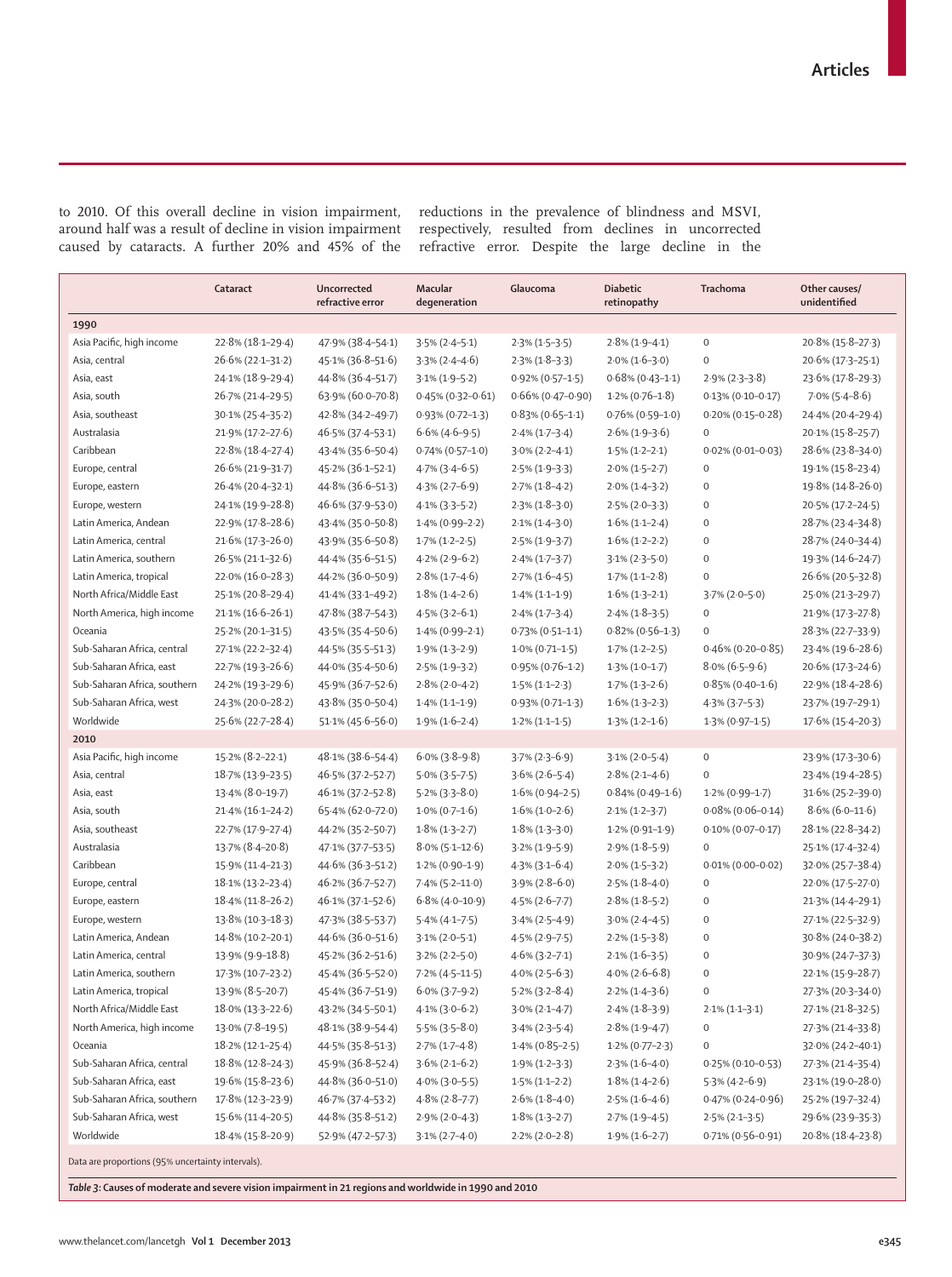to 2010. Of this overall decline in vision impairment, around half was a result of decline in vision impairment caused by cataracts. A further 20% and 45% of the reductions in the prevalence of blindness and MSVI, respectively, resulted from declines in uncorrected refractive error. Despite the large decline in the

| | Cataract | Uncorrected refractive error | Macular degeneration | Glaucoma | Diabetic retinopathy | Trachoma | Other causes/ unidentified |
|---|---|---|---|---|---|---|---|
| **1990** | | | | | | | |
| Asia Pacific, high income | 22·8% (18·1–29·4) | 47·9% (38·4–54·1) | 3·5% (2·4–5·1) | 2·3% (1·5–3·5) | 2·8% (1·9–4·1) | 0 | 20·8% (15·8–27·3) |
| Asia, central | 26·6% (22·1–31·2) | 45·1% (36·8–51·6) | 3·3% (2·4–4·6) | 2·3% (1·8–3·3) | 2·0% (1·6–3·0) | 0 | 20·6% (17·3–25·1) |
| Asia, east | 24·1% (18·9–29·4) | 44·8% (36·4–51·7) | 3·1% (1·9–5·2) | 0·92% (0·57–1·5) | 0·68% (0·43–1·1) | 2·9% (2·3–3·8) | 23·6% (17·8–29·3) |
| Asia, south | 26·7% (21·4–29·5) | 63·9% (60·0–70·8) | 0·45% (0·32–0·61) | 0·66% (0·47–0·90) | 1·2% (0·76–1·8) | 0·13% (0·10–0·17) | 7·0% (5·4–8·6) |
| Asia, southeast | 30·1% (25·4–35·2) | 42·8% (34·2–49·7) | 0·93% (0·72–1·3) | 0·83% (0·65–1·1) | 0·76% (0·59–1·0) | 0·20% (0·15–0·28) | 24·4% (20·4–29·4) |
| Australasia | 21·9% (17·2–27·6) | 46·5% (37·4–53·1) | 6·6% (4·6–9·5) | 2·4% (1·7–3·4) | 2·6% (1·9–3·6) | 0 | 20·1% (15·8–25·7) |
| Caribbean | 22·8% (18·4–27·4) | 43·4% (35·6–50·4) | 0·74% (0·57–1·0) | 3·0% (2·2–4·1) | 1·5% (1·2–2·1) | 0·02% (0·01–0·03) | 28·6% (23·8–34·0) |
| Europe, central | 26·6% (21·9–31·7) | 45·2% (36·1–52·1) | 4·7% (3·4–6·5) | 2·5% (1·9–3·3) | 2·0% (1·5–2·7) | 0 | 19·1% (15·8–23·4) |
| Europe, eastern | 26·4% (20·4–32·1) | 44·8% (36·6–51·3) | 4·3% (2·7–6·9) | 2·7% (1·8–4·2) | 2·0% (1·4–3·2) | 0 | 19·8% (14·8–26·0) |
| Europe, western | 24·1% (19·9–28·8) | 46·6% (37·9–53·0) | 4·1% (3·3–5·2) | 2·3% (1·8–3·0) | 2·5% (2·0–3·3) | 0 | 20·5% (17·2–24·5) |
| Latin America, Andean | 22·9% (17·8–28·6) | 43·4% (35·0–50·8) | 1·4% (0·99–2·2) | 2·1% (1·4–3·0) | 1·6% (1·1–2·4) | 0 | 28·7% (23·4–34·8) |
| Latin America, central | 21·6% (17·3–26·0) | 43·9% (35·6–50·8) | 1·7% (1·2–2·5) | 2·5% (1·9–3·7) | 1·6% (1·2–2·2) | 0 | 28·7% (24·0–34·4) |
| Latin America, southern | 26·5% (21·1–32·6) | 44·4% (35·6–51·5) | 4·2% (2·9–6·2) | 2·4% (1·7–3·7) | 3·1% (2·3–5·0) | 0 | 19·3% (14·6–24·7) |
| Latin America, tropical | 22·0% (16·0–28·3) | 44·2% (36·0–50·9) | 2·8% (1·7–4·6) | 2·7% (1·6–4·5) | 1·7% (1·1–2·8) | 0 | 26·6% (20·5–32·8) |
| North Africa/Middle East | 25·1% (20·8–29·4) | 41·4% (33·1–49·2) | 1·8% (1·4–2·6) | 1·4% (1·1–1·9) | 1·6% (1·3–2·1) | 3·7% (2·0–5·0) | 25·0% (21·3–29·7) |
| North America, high income | 21·1% (16·6–26·1) | 47·8% (38·7–54·3) | 4·5% (3·2–6·1) | 2·4% (1·7–3·4) | 2·4% (1·8–3·5) | 0 | 21·9% (17·3–27·8) |
| Oceania | 25·2% (20·1–31·5) | 43·5% (35·4–50·6) | 1·4% (0·99–2·1) | 0·73% (0·51–1·1) | 0·82% (0·56–1·3) | 0 | 28·3% (22·7–33·9) |
| Sub-Saharan Africa, central | 27·1% (22·2–32·4) | 44·5% (35·5–51·3) | 1·9% (1·3–2·9) | 1·0% (0·71–1·5) | 1·7% (1·2–2·5) | 0·46% (0·20–0·85) | 23·4% (19·6–28·6) |
| Sub-Saharan Africa, east | 22·7% (19·3–26·6) | 44·0% (35·4–50·6) | 2·5% (1·9–3·2) | 0·95% (0·76–1·2) | 1·3% (1·0–1·7) | 8·0% (6·5–9·6) | 20·6% (17·3–24·6) |
| Sub-Saharan Africa, southern | 24·2% (19·3–29·6) | 45·9% (36·7–52·6) | 2·8% (2·0–4·2) | 1·5% (1·1–2·3) | 1·7% (1·3–2·6) | 0·85% (0·40–1·6) | 22·9% (18·4–28·6) |
| Sub-Saharan Africa, west | 24·3% (20·0–28·2) | 43·8% (35·0–50·4) | 1·4% (1·1–1·9) | 0·93% (0·71–1·3) | 1·6% (1·3–2·3) | 4·3% (3·7–5·3) | 23·7% (19·7–29·1) |
| Worldwide | 25·6% (22·7–28·4) | 51·1% (45·6–56·0) | 1·9% (1·6–2·4) | 1·2% (1·1–1·5) | 1·3% (1·2–1·6) | 1·3% (0·97–1·5) | 17·6% (15·4–20·3) |
| **2010** | | | | | | | |
| Asia Pacific, high income | 15·2% (8·2–22·1) | 48·1% (38·6–54·4) | 6·0% (3·8–9·8) | 3·7% (2·3–6·9) | 3·1% (2·0–5·4) | 0 | 23·9% (17·3–30·6) |
| Asia, central | 18·7% (13·9–23·5) | 46·5% (37·2–52·7) | 5·0% (3·5–7·5) | 3·6% (2·6–5·4) | 2·8% (2·1–4·6) | 0 | 23·4% (19·4–28·5) |
| Asia, east | 13·4% (8·0–19·7) | 46·1% (37·2–52·8) | 5·2% (3·3–8·0) | 1·6% (0·94–2·5) | 0·84% (0·49–1·6) | 1·2% (0·99–1·7) | 31·6% (25·2–39·0) |
| Asia, south | 21·4% (16·1–24·2) | 65·4% (62·0–72·0) | 1·0% (0·7–1·6) | 1·6% (1·0–2·6) | 2·1% (1·2–3·7) | 0·08% (0·06–0·14) | 8·6% (6·0–11·6) |
| Asia, southeast | 22·7% (17·9–27·4) | 44·2% (35·2–50·7) | 1·8% (1·3–2·7) | 1·8% (1·3–3·0) | 1·2% (0·91–1·9) | 0·10% (0·07–0·17) | 28·1% (22·8–34·2) |
| Australasia | 13·7% (8·4–20·8) | 47·1% (37·7–53·5) | 8·0% (5·1–12·6) | 3·2% (1·9–5·9) | 2·9% (1·8–5·9) | 0 | 25·1% (17·4–32·4) |
| Caribbean | 15·9% (11·4–21·3) | 44·6% (36·5–51·2) | 1·2% (0·90–1·9) | 4·3% (3·1–6·4) | 2·0% (1·5–3·2) | 0·01% (0·00–0·02) | 32·0% (25·7–38·4) |
| Europe, central | 18·1% (13·2–23·4) | 46·2% (36·7–52·7) | 7·4% (5·2–11·0) | 3·9% (2·8–6·0) | 2·5% (1·8–4·0) | 0 | 22·0% (17·5–27·0) |
| Europe, eastern | 18·4% (11·8–26·2) | 46·1% (37·1–52·6) | 6·8% (4·0–10·9) | 4·5% (2·6–7·7) | 2·8% (1·8–5·2) | 0 | 21·3% (14·4–29·1) |
| Europe, western | 13·8% (10·3–18·3) | 47·3% (38·5–53·7) | 5·4% (4·1–7·5) | 3·4% (2·5–4·9) | 3·0% (2·4–4·5) | 0 | 27·1% (22·5–32·9) |
| Latin America, Andean | 14·8% (10·2–20·1) | 44·6% (36·0–51·6) | 3·1% (2·0–5·1) | 4·5% (2·9–7·5) | 2·2% (1·5–3·8) | 0 | 30·8% (24·0–38·2) |
| Latin America, central | 13·9% (9·9–18·8) | 45·2% (36·2–51·6) | 3·2% (2·2–5·0) | 4·6% (3·2–7·1) | 2·1% (1·6–3·5) | 0 | 30·9% (24·7–37·3) |
| Latin America, southern | 17·3% (10·7–23·2) | 45·4% (36·5–52·0) | 7·2% (4·5–11·5) | 4·0% (2·5–6·3) | 4·0% (2·6–6·8) | 0 | 22·1% (15·9–28·7) |
| Latin America, tropical | 13·9% (8·5–20·7) | 45·4% (36·7–51·9) | 6·0% (3·7–9·2) | 5·2% (3·2–8·4) | 2·2% (1·4–3·6) | 0 | 27·3% (20·3–34·0) |
| North Africa/Middle East | 18·0% (13·3–22·6) | 43·2% (34·5–50·1) | 4·1% (3·0–6·2) | 3·0% (2·1–4·7) | 2·4% (1·8–3·9) | 2·1% (1·1–3·1) | 27·1% (21·8–32·5) |
| North America, high income | 13·0% (7·8–19·5) | 48·1% (38·9–54·4) | 5·5% (3·5–8·0) | 3·4% (2·3–5·4) | 2·8% (1·9–4·7) | 0 | 27·3% (21·4–33·8) |
| Oceania | 18·2% (12·1–25·4) | 44·5% (35·8–51·3) | 2·7% (1·7–4·8) | 1·4% (0·85–2·5) | 1·2% (0·77–2·3) | 0 | 32·0% (24·2–40·1) |
| Sub-Saharan Africa, central | 18·8% (12·8–24·3) | 45·9% (36·8–52·4) | 3·6% (2·1–6·2) | 1·9% (1·2–3·3) | 2·3% (1·6–4·0) | 0·25% (0·10–0·53) | 27·3% (21·4–35·4) |
| Sub-Saharan Africa, east | 19·6% (15·8–23·6) | 44·8% (36·0–51·0) | 4·0% (3·0–5·5) | 1·5% (1·1–2·2) | 1·8% (1·4–2·6) | 5·3% (4·2–6·9) | 23·1% (19·0–28·0) |
| Sub-Saharan Africa, southern | 17·8% (12·3–23·9) | 46·7% (37·4–53·2) | 4·8% (2·8–7·7) | 2·6% (1·8–4·0) | 2·5% (1·6–4·6) | 0·47% (0·24–0·96) | 25·2% (19·7–32·4) |
| Sub-Saharan Africa, west | 15·6% (11·4–20·5) | 44·8% (35·8–51·2) | 2·9% (2·0–4·3) | 1·8% (1·3–2·7) | 2·7% (1·9–4·5) | 2·5% (2·1–3·5) | 29·6% (23·9–35·3) |
| Worldwide | 18·4% (15·8–20·9) | 52·9% (47·2–57·3) | 3·1% (2·7–4·0) | 2·2% (2·0–2·8) | 1·9% (1·6–2·7) | 0·71% (0·56–0·91) | 20·8% (18·4–23·8) |

Data are proportions (95% uncertainty intervals).

***Table 3:*** **Causes of moderate and severe vision impairment in 21 regions and worldwide in 1990 and 2010**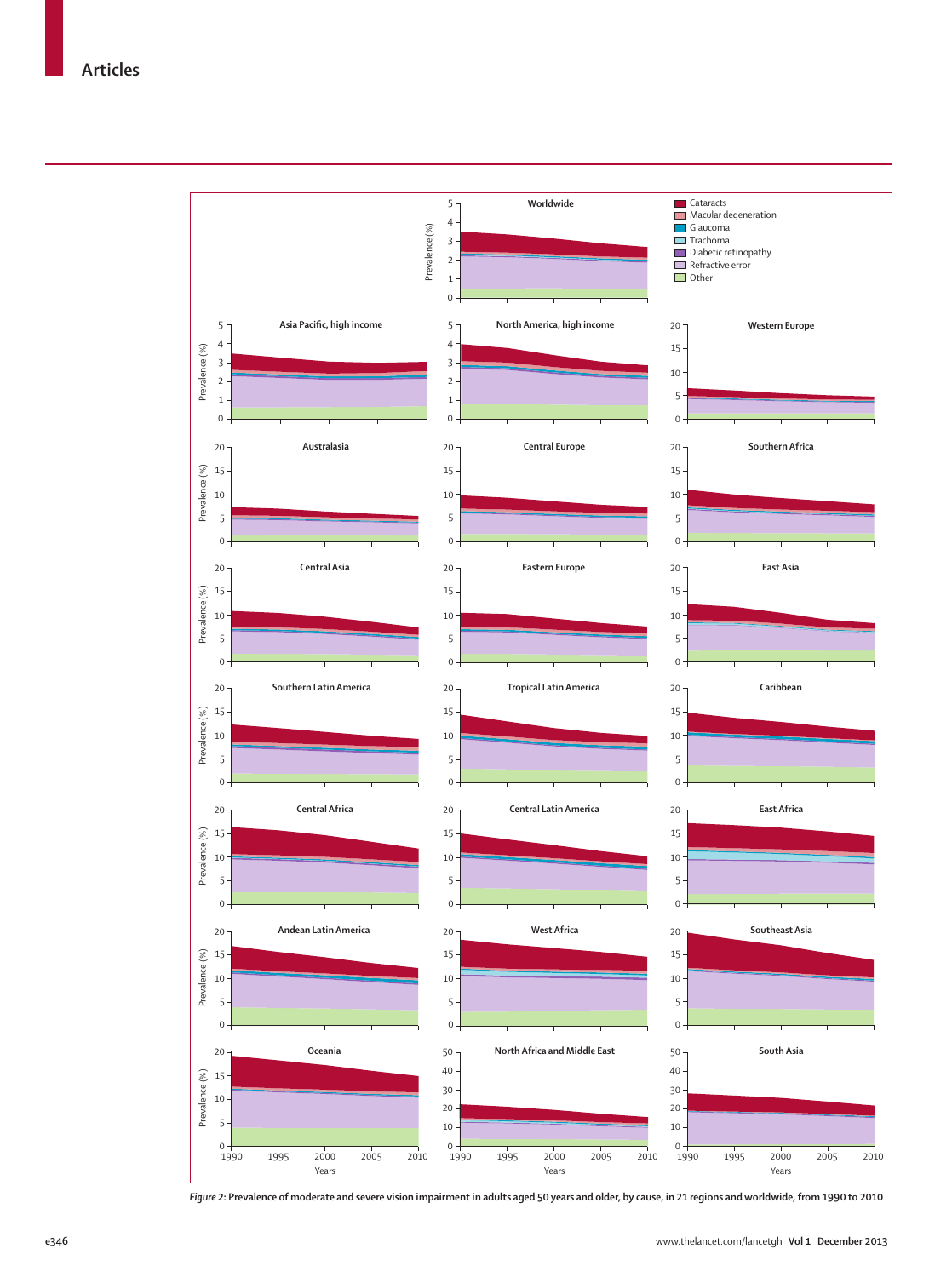*Figure 2*: Prevalence of moderate and severe vision impairment in adults aged 50 years and older, by cause, in 21 regions and worldwide, from 1990 to 2010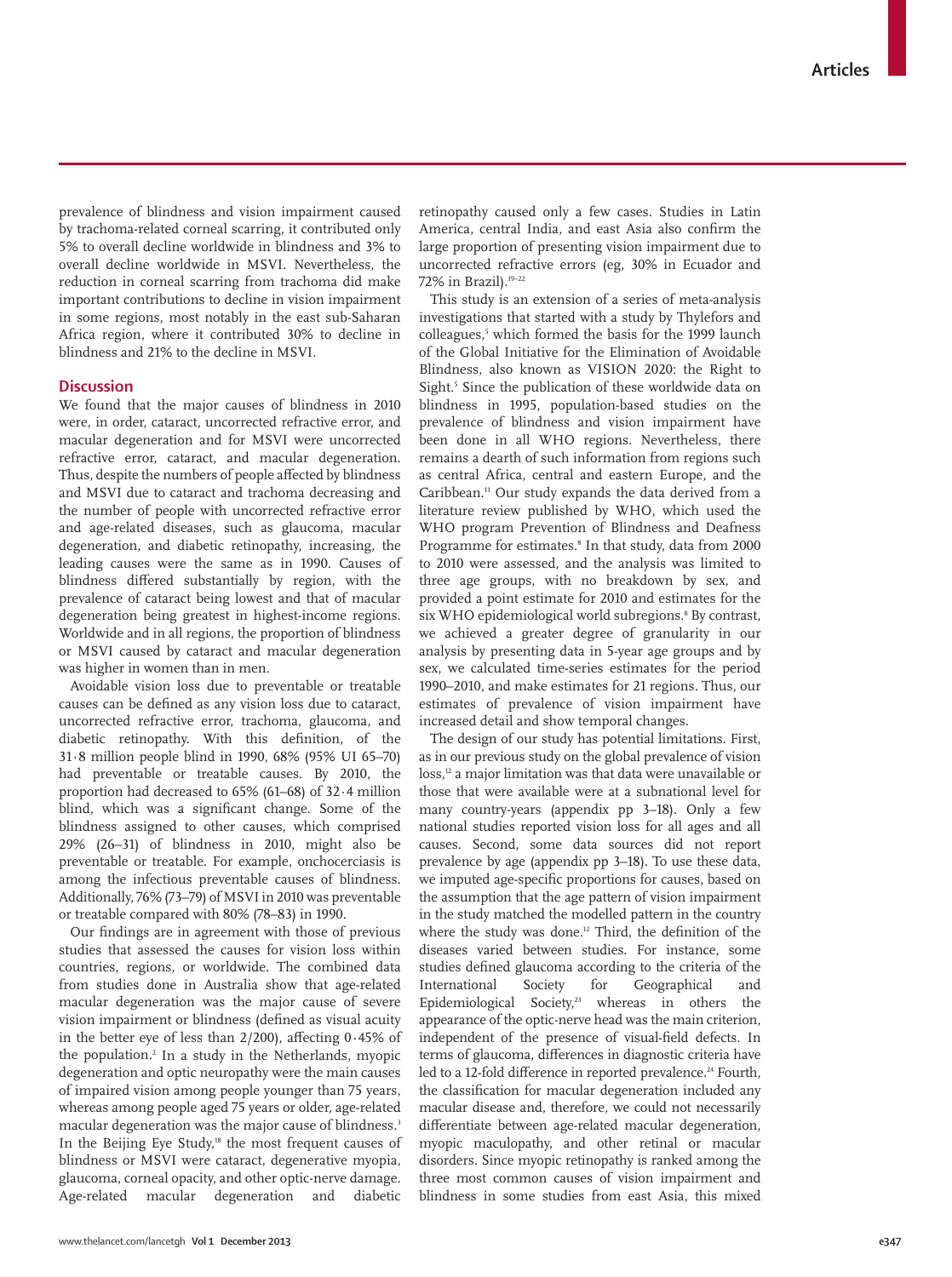prevalence of blindness and vision impairment caused by trachoma-related corneal scarring, it contributed only 5% to overall decline worldwide in blindness and 3% to overall decline worldwide in MSVI. Nevertheless, the reduction in corneal scarring from trachoma did make important contributions to decline in vision impairment in some regions, most notably in the east sub-Saharan Africa region, where it contributed 30% to decline in blindness and 21% to the decline in MSVI.

## Discussion

We found that the major causes of blindness in 2010 were, in order, cataract, uncorrected refractive error, and macular degeneration and for MSVI were uncorrected refractive error, cataract, and macular degeneration. Thus, despite the numbers of people affected by blindness and MSVI due to cataract and trachoma decreasing and the number of people with uncorrected refractive error and age-related diseases, such as glaucoma, macular degeneration, and diabetic retinopathy, increasing, the leading causes were the same as in 1990. Causes of blindness differed substantially by region, with the prevalence of cataract being lowest and that of macular degeneration being greatest in highest-income regions. Worldwide and in all regions, the proportion of blindness or MSVI caused by cataract and macular degeneration was higher in women than in men.

Avoidable vision loss due to preventable or treatable causes can be defined as any vision loss due to cataract, uncorrected refractive error, trachoma, glaucoma, and diabetic retinopathy. With this definition, of the 31·8 million people blind in 1990, 68% (95% UI 65–70) had preventable or treatable causes. By 2010, the proportion had decreased to 65% (61–68) of 32·4 million blind, which was a significant change. Some of the blindness assigned to other causes, which comprised 29% (26–31) of blindness in 2010, might also be preventable or treatable. For example, onchocerciasis is among the infectious preventable causes of blindness. Additionally, 76% (73–79) of MSVI in 2010 was preventable or treatable compared with 80% (78–83) in 1990.

Our findings are in agreement with those of previous studies that assessed the causes for vision loss within countries, regions, or worldwide. The combined data from studies done in Australia show that age-related macular degeneration was the major cause of severe vision impairment or blindness (defined as visual acuity in the better eye of less than 2/200), affecting 0·45% of the population.[2] In a study in the Netherlands, myopic degeneration and optic neuropathy were the main causes of impaired vision among people younger than 75 years, whereas among people aged 75 years or older, age-related macular degeneration was the major cause of blindness.[3] In the Beijing Eye Study,[18] the most frequent causes of blindness or MSVI were cataract, degenerative myopia, glaucoma, corneal opacity, and other optic-nerve damage. Age-related macular degeneration and diabetic retinopathy caused only a few cases. Studies in Latin America, central India, and east Asia also confirm the large proportion of presenting vision impairment due to uncorrected refractive errors (eg, 30% in Ecuador and 72% in Brazil).[19–22]

This study is an extension of a series of meta-analysis investigations that started with a study by Thylefors and colleagues,[5] which formed the basis for the 1999 launch of the Global Initiative for the Elimination of Avoidable Blindness, also known as VISION 2020: the Right to Sight.[5] Since the publication of these worldwide data on blindness in 1995, population-based studies on the prevalence of blindness and vision impairment have been done in all WHO regions. Nevertheless, there remains a dearth of such information from regions such as central Africa, central and eastern Europe, and the Caribbean.[11] Our study expands the data derived from a literature review published by WHO, which used the WHO program Prevention of Blindness and Deafness Programme for estimates.[8] In that study, data from 2000 to 2010 were assessed, and the analysis was limited to three age groups, with no breakdown by sex, and provided a point estimate for 2010 and estimates for the six WHO epidemiological world subregions.[8] By contrast, we achieved a greater degree of granularity in our analysis by presenting data in 5-year age groups and by sex, we calculated time-series estimates for the period 1990–2010, and make estimates for 21 regions. Thus, our estimates of prevalence of vision impairment have increased detail and show temporal changes.

The design of our study has potential limitations. First, as in our previous study on the global prevalence of vision loss,[12] a major limitation was that data were unavailable or those that were available were at a subnational level for many country-years (appendix pp 3–18). Only a few national studies reported vision loss for all ages and all causes. Second, some data sources did not report prevalence by age (appendix pp 3–18). To use these data, we imputed age-specific proportions for causes, based on the assumption that the age pattern of vision impairment in the study matched the modelled pattern in the country where the study was done.[12] Third, the definition of the diseases varied between studies. For instance, some studies defined glaucoma according to the criteria of the International Society for Geographical and Epidemiological Society,[23] whereas in others the appearance of the optic-nerve head was the main criterion, independent of the presence of visual-field defects. In terms of glaucoma, differences in diagnostic criteria have led to a 12-fold difference in reported prevalence.[24] Fourth, the classification for macular degeneration included any macular disease and, therefore, we could not necessarily differentiate between age-related macular degeneration, myopic maculopathy, and other retinal or macular disorders. Since myopic retinopathy is ranked among the three most common causes of vision impairment and blindness in some studies from east Asia, this mixed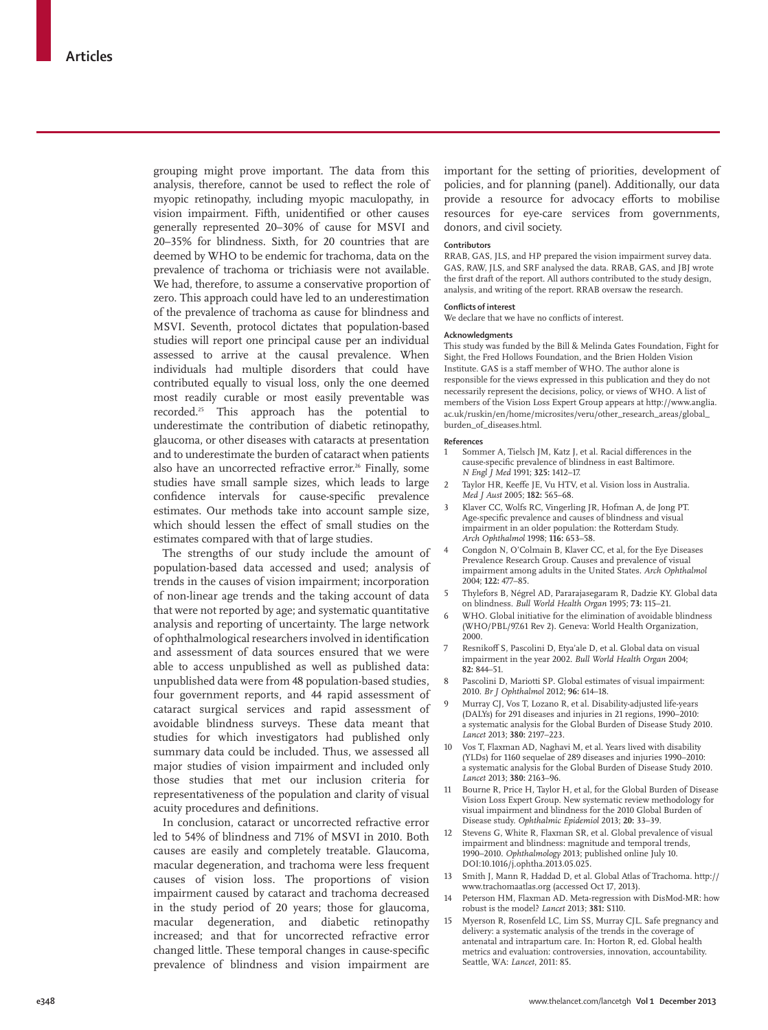grouping might prove important. The data from this analysis, therefore, cannot be used to reflect the role of myopic retinopathy, including myopic maculopathy, in vision impairment. Fifth, unidentified or other causes generally represented 20–30% of cause for MSVI and 20–35% for blindness. Sixth, for 20 countries that are deemed by WHO to be endemic for trachoma, data on the prevalence of trachoma or trichiasis were not available. We had, therefore, to assume a conservative proportion of zero. This approach could have led to an underestimation of the prevalence of trachoma as cause for blindness and MSVI. Seventh, protocol dictates that population-based studies will report one principal cause per an individual assessed to arrive at the causal prevalence. When individuals had multiple disorders that could have contributed equally to visual loss, only the one deemed most readily curable or most easily preventable was recorded.[25] This approach has the potential to underestimate the contribution of diabetic retinopathy, glaucoma, or other diseases with cataracts at presentation and to underestimate the burden of cataract when patients also have an uncorrected refractive error.[26] Finally, some studies have small sample sizes, which leads to large confidence intervals for cause-specific prevalence estimates. Our methods take into account sample size, which should lessen the effect of small studies on the estimates compared with that of large studies.

The strengths of our study include the amount of population-based data accessed and used; analysis of trends in the causes of vision impairment; incorporation of non-linear age trends and the taking account of data that were not reported by age; and systematic quantitative analysis and reporting of uncertainty. The large network of ophthalmological researchers involved in identification and assessment of data sources ensured that we were able to access unpublished as well as published data: unpublished data were from 48 population-based studies, four government reports, and 44 rapid assessment of cataract surgical services and rapid assessment of avoidable blindness surveys. These data meant that studies for which investigators had published only summary data could be included. Thus, we assessed all major studies of vision impairment and included only those studies that met our inclusion criteria for representativeness of the population and clarity of visual acuity procedures and definitions.

In conclusion, cataract or uncorrected refractive error led to 54% of blindness and 71% of MSVI in 2010. Both causes are easily and completely treatable. Glaucoma, macular degeneration, and trachoma were less frequent causes of vision loss. The proportions of vision impairment caused by cataract and trachoma decreased in the study period of 20 years; those for glaucoma, macular degeneration, and diabetic retinopathy increased; and that for uncorrected refractive error changed little. These temporal changes in cause-specific prevalence of blindness and vision impairment are important for the setting of priorities, development of policies, and for planning (panel). Additionally, our data provide a resource for advocacy efforts to mobilise resources for eye-care services from governments, donors, and civil society.

#### Contributors

RRAB, GAS, JLS, and HP prepared the vision impairment survey data. GAS, RAW, JLS, and SRF analysed the data. RRAB, GAS, and JBJ wrote the first draft of the report. All authors contributed to the study design, analysis, and writing of the report. RRAB oversaw the research.

#### Conflicts of interest

We declare that we have no conflicts of interest.

#### Acknowledgments

This study was funded by the Bill & Melinda Gates Foundation, Fight for Sight, the Fred Hollows Foundation, and the Brien Holden Vision Institute. GAS is a staff member of WHO. The author alone is responsible for the views expressed in this publication and they do not necessarily represent the decisions, policy, or views of WHO. A list of members of the Vision Loss Expert Group appears at http://www.anglia.ac.uk/ruskin/en/home/microsites/veru/other_research_areas/global_burden_of_diseases.html.

#### References

1. Sommer A, Tielsch JM, Katz J, et al. Racial differences in the cause-specific prevalence of blindness in east Baltimore. *N Engl J Med* 1991; **325:** 1412–17.
2. Taylor HR, Keeffe JE, Vu HTV, et al. Vision loss in Australia. *Med J Aust* 2005; **182:** 565–68.
3. Klaver CC, Wolfs RC, Vingerling JR, Hofman A, de Jong PT. Age-specific prevalence and causes of blindness and visual impairment in an older population: the Rotterdam Study. *Arch Ophthalmol* 1998; **116:** 653–58.
4. Congdon N, O'Colmain B, Klaver CC, et al, for the Eye Diseases Prevalence Research Group. Causes and prevalence of visual impairment among adults in the United States. *Arch Ophthalmol* 2004; **122:** 477–85.
5. Thylefors B, Négrel AD, Pararajasegaram R, Dadzie KY. Global data on blindness. *Bull World Health Organ* 1995; **73:** 115–21.
6. WHO. Global initiative for the elimination of avoidable blindness (WHO/PBL/97.61 Rev 2). Geneva: World Health Organization, 2000.
7. Resnikoff S, Pascolini D, Etya'ale D, et al. Global data on visual impairment in the year 2002. *Bull World Health Organ* 2004; **82:** 844–51.
8. Pascolini D, Mariotti SP. Global estimates of visual impairment: 2010. *Br J Ophthalmol* 2012; **96:** 614–18.
9. Murray CJ, Vos T, Lozano R, et al. Disability-adjusted life-years (DALYs) for 291 diseases and injuries in 21 regions, 1990–2010: a systematic analysis for the Global Burden of Disease Study 2010. *Lancet* 2013; **380:** 2197–223.
10. Vos T, Flaxman AD, Naghavi M, et al. Years lived with disability (YLDs) for 1160 sequelae of 289 diseases and injuries 1990–2010: a systematic analysis for the Global Burden of Disease Study 2010. *Lancet* 2013; **380:** 2163–96.
11. Bourne R, Price H, Taylor H, et al, for the Global Burden of Disease Vision Loss Expert Group. New systematic review methodology for visual impairment and blindness for the 2010 Global Burden of Disease study. *Ophthalmic Epidemiol* 2013; **20:** 33–39.
12. Stevens G, White R, Flaxman SR, et al. Global prevalence of visual impairment and blindness: magnitude and temporal trends, 1990–2010. *Ophthalmology* 2013; published online July 10. DOI:10.1016/j.ophtha.2013.05.025.
13. Smith J, Mann R, Haddad D, et al. Global Atlas of Trachoma. http://www.trachomaatlas.org (accessed Oct 17, 2013).
14. Peterson HM, Flaxman AD. Meta-regression with DisMod-MR: how robust is the model? *Lancet* 2013; **381:** S110.
15. Myerson R, Rosenfeld LC, Lim SS, Murray CJL. Safe pregnancy and delivery: a systematic analysis of the trends in the coverage of antenatal and intrapartum care. In: Horton R, ed. Global health metrics and evaluation: controversies, innovation, accountability. Seattle, WA: *Lancet*, 2011: 85.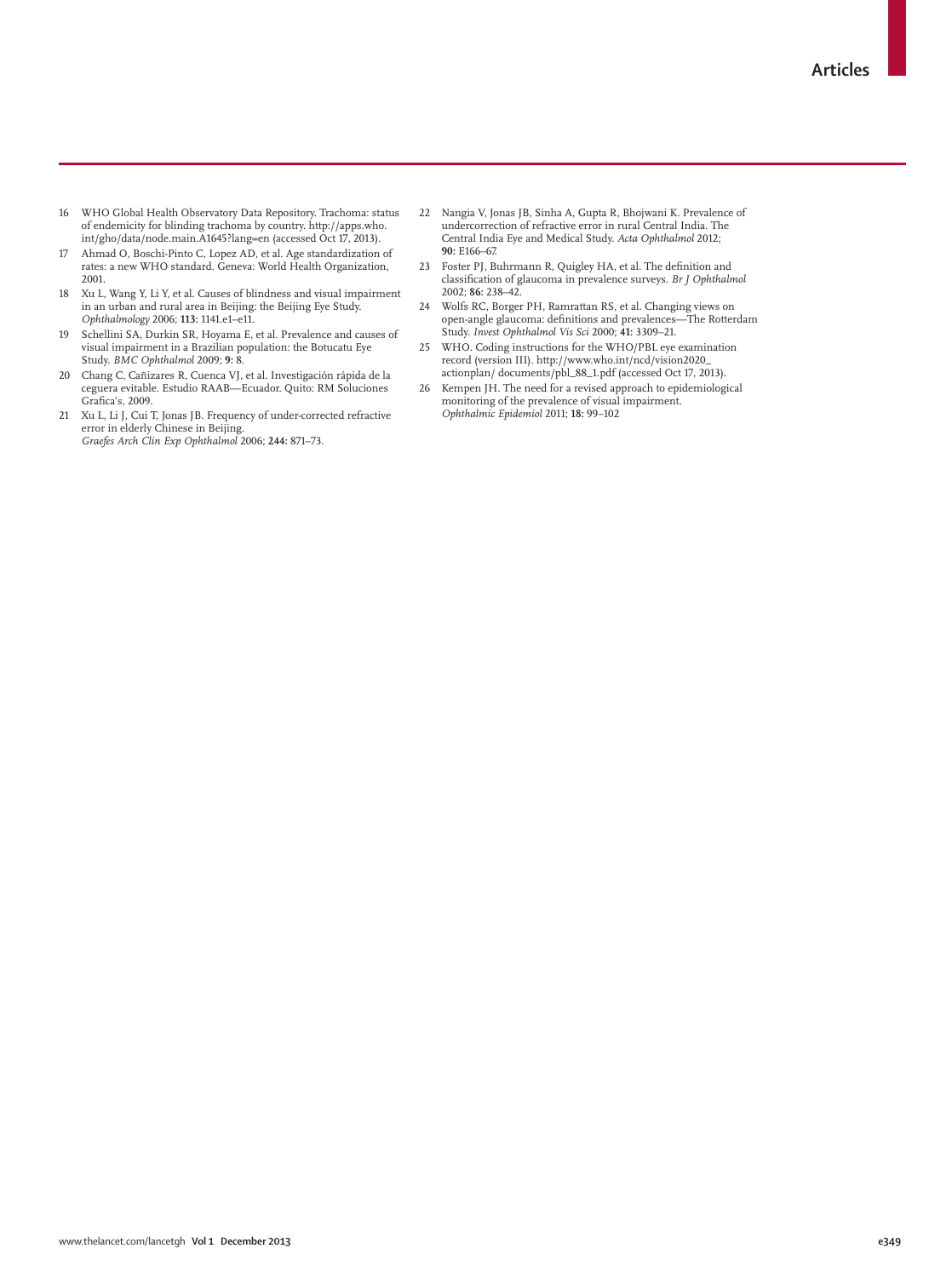16 WHO Global Health Observatory Data Repository. Trachoma: status of endemicity for blinding trachoma by country. http://apps.who.int/gho/data/node.main.A1645?lang=en (accessed Oct 17, 2013).

17 Ahmad O, Boschi-Pinto C, Lopez AD, et al. Age standardization of rates: a new WHO standard. Geneva: World Health Organization, 2001.

18 Xu L, Wang Y, Li Y, et al. Causes of blindness and visual impairment in an urban and rural area in Beijing: the Beijing Eye Study. *Ophthalmology* 2006; **113:** 1141.e1–e11.

19 Schellini SA, Durkin SR, Hoyama E, et al. Prevalence and causes of visual impairment in a Brazilian population: the Botucatu Eye Study. *BMC Ophthalmol* 2009; **9:** 8.

20 Chang C, Cañizares R, Cuenca VJ, et al. Investigación rápida de la ceguera evitable. Estudio RAAB—Ecuador. Quito: RM Soluciones Grafica's, 2009.

21 Xu L, Li J, Cui T, Jonas JB. Frequency of under-corrected refractive error in elderly Chinese in Beijing. *Graefes Arch Clin Exp Ophthalmol* 2006; **244:** 871–73.

22 Nangia V, Jonas JB, Sinha A, Gupta R, Bhojwani K. Prevalence of undercorrection of refractive error in rural Central India. The Central India Eye and Medical Study. *Acta Ophthalmol* 2012; **90:** E166–67.

23 Foster PJ, Buhrmann R, Quigley HA, et al. The definition and classification of glaucoma in prevalence surveys. *Br J Ophthalmol* 2002; **86:** 238–42.

24 Wolfs RC, Borger PH, Ramrattan RS, et al. Changing views on open-angle glaucoma: definitions and prevalences—The Rotterdam Study. *Invest Ophthalmol Vis Sci* 2000; **41:** 3309–21.

25 WHO. Coding instructions for the WHO/PBL eye examination record (version III). http://www.who.int/ncd/vision2020_actionplan/ documents/pbl_88_1.pdf (accessed Oct 17, 2013).

26 Kempen JH. The need for a revised approach to epidemiological monitoring of the prevalence of visual impairment. *Ophthalmic Epidemiol* 2011; **18:** 99–102